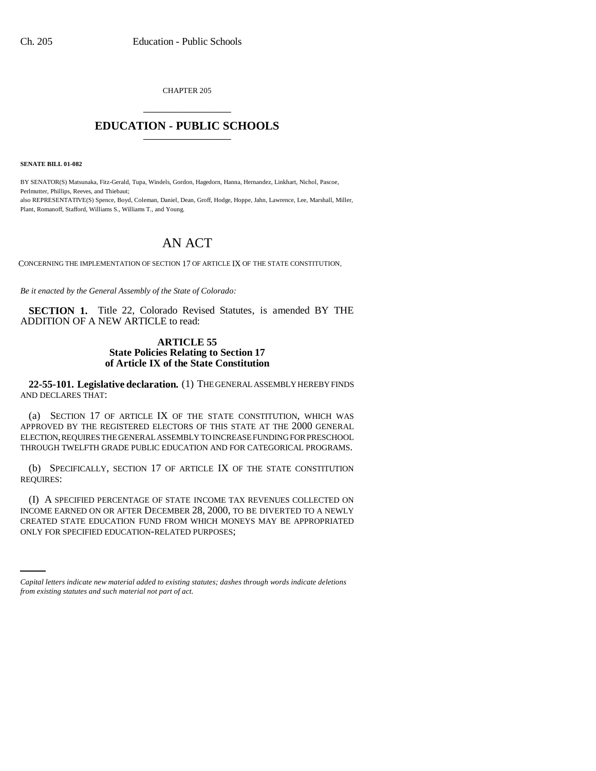CHAPTER 205

# EDUCATION - PUBLIC SCHOOLS

**SENATE BILL 01-082**

BY SENATOR(S) Matsunaka, Fitz-Gerald, Tupa, Windels, Gordon, Hagedorn, Hanna, Hernandez, Linkhart, Nichol, Pascoe, Perlmutter, Phillips, Reeves, and Thiebaut;
also REPRESENTATIVE(S) Spence, Boyd, Coleman, Daniel, Dean, Groff, Hodge, Hoppe, Jahn, Lawrence, Lee, Marshall, Miller, Plant, Romanoff, Stafford, Williams S., Williams T., and Young.

# AN ACT

CONCERNING THE IMPLEMENTATION OF SECTION 17 OF ARTICLE IX OF THE STATE CONSTITUTION.

*Be it enacted by the General Assembly of the State of Colorado:*

**SECTION 1.** Title 22, Colorado Revised Statutes, is amended BY THE ADDITION OF A NEW ARTICLE to read:

**ARTICLE 55**
**State Policies Relating to Section 17 of Article IX of the State Constitution**

**22-55-101. Legislative declaration.** (1) THE GENERAL ASSEMBLY HEREBY FINDS AND DECLARES THAT:

(a) SECTION 17 OF ARTICLE IX OF THE STATE CONSTITUTION, WHICH WAS APPROVED BY THE REGISTERED ELECTORS OF THIS STATE AT THE 2000 GENERAL ELECTION, REQUIRES THE GENERAL ASSEMBLY TO INCREASE FUNDING FOR PRESCHOOL THROUGH TWELFTH GRADE PUBLIC EDUCATION AND FOR CATEGORICAL PROGRAMS.

(b) SPECIFICALLY, SECTION 17 OF ARTICLE IX OF THE STATE CONSTITUTION REQUIRES:

(I) A SPECIFIED PERCENTAGE OF STATE INCOME TAX REVENUES COLLECTED ON INCOME EARNED ON OR AFTER DECEMBER 28, 2000, TO BE DIVERTED TO A NEWLY CREATED STATE EDUCATION FUND FROM WHICH MONEYS MAY BE APPROPRIATED ONLY FOR SPECIFIED EDUCATION-RELATED PURPOSES;

*Capital letters indicate new material added to existing statutes; dashes through words indicate deletions from existing statutes and such material not part of act.*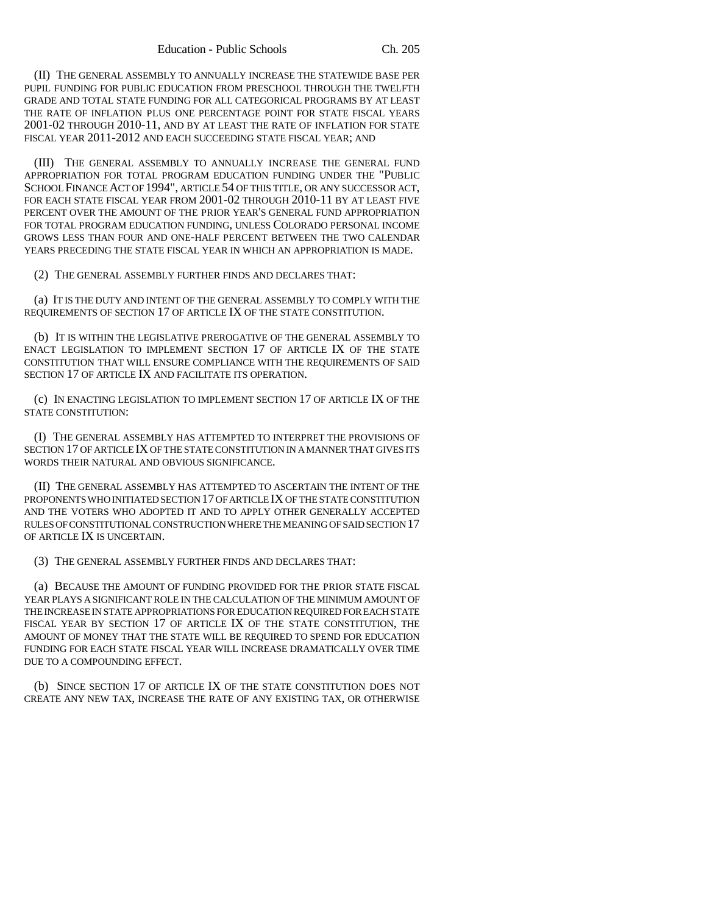(II) THE GENERAL ASSEMBLY TO ANNUALLY INCREASE THE STATEWIDE BASE PER PUPIL FUNDING FOR PUBLIC EDUCATION FROM PRESCHOOL THROUGH THE TWELFTH GRADE AND TOTAL STATE FUNDING FOR ALL CATEGORICAL PROGRAMS BY AT LEAST THE RATE OF INFLATION PLUS ONE PERCENTAGE POINT FOR STATE FISCAL YEARS 2001-02 THROUGH 2010-11, AND BY AT LEAST THE RATE OF INFLATION FOR STATE FISCAL YEAR 2011-2012 AND EACH SUCCEEDING STATE FISCAL YEAR; AND

(III) THE GENERAL ASSEMBLY TO ANNUALLY INCREASE THE GENERAL FUND APPROPRIATION FOR TOTAL PROGRAM EDUCATION FUNDING UNDER THE "PUBLIC SCHOOL FINANCE ACT OF 1994", ARTICLE 54 OF THIS TITLE, OR ANY SUCCESSOR ACT, FOR EACH STATE FISCAL YEAR FROM 2001-02 THROUGH 2010-11 BY AT LEAST FIVE PERCENT OVER THE AMOUNT OF THE PRIOR YEAR'S GENERAL FUND APPROPRIATION FOR TOTAL PROGRAM EDUCATION FUNDING, UNLESS COLORADO PERSONAL INCOME GROWS LESS THAN FOUR AND ONE-HALF PERCENT BETWEEN THE TWO CALENDAR YEARS PRECEDING THE STATE FISCAL YEAR IN WHICH AN APPROPRIATION IS MADE.

(2) THE GENERAL ASSEMBLY FURTHER FINDS AND DECLARES THAT:

(a) IT IS THE DUTY AND INTENT OF THE GENERAL ASSEMBLY TO COMPLY WITH THE REQUIREMENTS OF SECTION 17 OF ARTICLE IX OF THE STATE CONSTITUTION.

(b) IT IS WITHIN THE LEGISLATIVE PREROGATIVE OF THE GENERAL ASSEMBLY TO ENACT LEGISLATION TO IMPLEMENT SECTION 17 OF ARTICLE IX OF THE STATE CONSTITUTION THAT WILL ENSURE COMPLIANCE WITH THE REQUIREMENTS OF SAID SECTION 17 OF ARTICLE IX AND FACILITATE ITS OPERATION.

(c) IN ENACTING LEGISLATION TO IMPLEMENT SECTION 17 OF ARTICLE IX OF THE STATE CONSTITUTION:

(I) THE GENERAL ASSEMBLY HAS ATTEMPTED TO INTERPRET THE PROVISIONS OF SECTION 17 OF ARTICLE IX OF THE STATE CONSTITUTION IN A MANNER THAT GIVES ITS WORDS THEIR NATURAL AND OBVIOUS SIGNIFICANCE.

(II) THE GENERAL ASSEMBLY HAS ATTEMPTED TO ASCERTAIN THE INTENT OF THE PROPONENTS WHO INITIATED SECTION 17 OF ARTICLE IX OF THE STATE CONSTITUTION AND THE VOTERS WHO ADOPTED IT AND TO APPLY OTHER GENERALLY ACCEPTED RULES OF CONSTITUTIONAL CONSTRUCTION WHERE THE MEANING OF SAID SECTION 17 OF ARTICLE IX IS UNCERTAIN.

(3) THE GENERAL ASSEMBLY FURTHER FINDS AND DECLARES THAT:

(a) BECAUSE THE AMOUNT OF FUNDING PROVIDED FOR THE PRIOR STATE FISCAL YEAR PLAYS A SIGNIFICANT ROLE IN THE CALCULATION OF THE MINIMUM AMOUNT OF THE INCREASE IN STATE APPROPRIATIONS FOR EDUCATION REQUIRED FOR EACH STATE FISCAL YEAR BY SECTION 17 OF ARTICLE IX OF THE STATE CONSTITUTION, THE AMOUNT OF MONEY THAT THE STATE WILL BE REQUIRED TO SPEND FOR EDUCATION FUNDING FOR EACH STATE FISCAL YEAR WILL INCREASE DRAMATICALLY OVER TIME DUE TO A COMPOUNDING EFFECT.

(b) SINCE SECTION 17 OF ARTICLE IX OF THE STATE CONSTITUTION DOES NOT CREATE ANY NEW TAX, INCREASE THE RATE OF ANY EXISTING TAX, OR OTHERWISE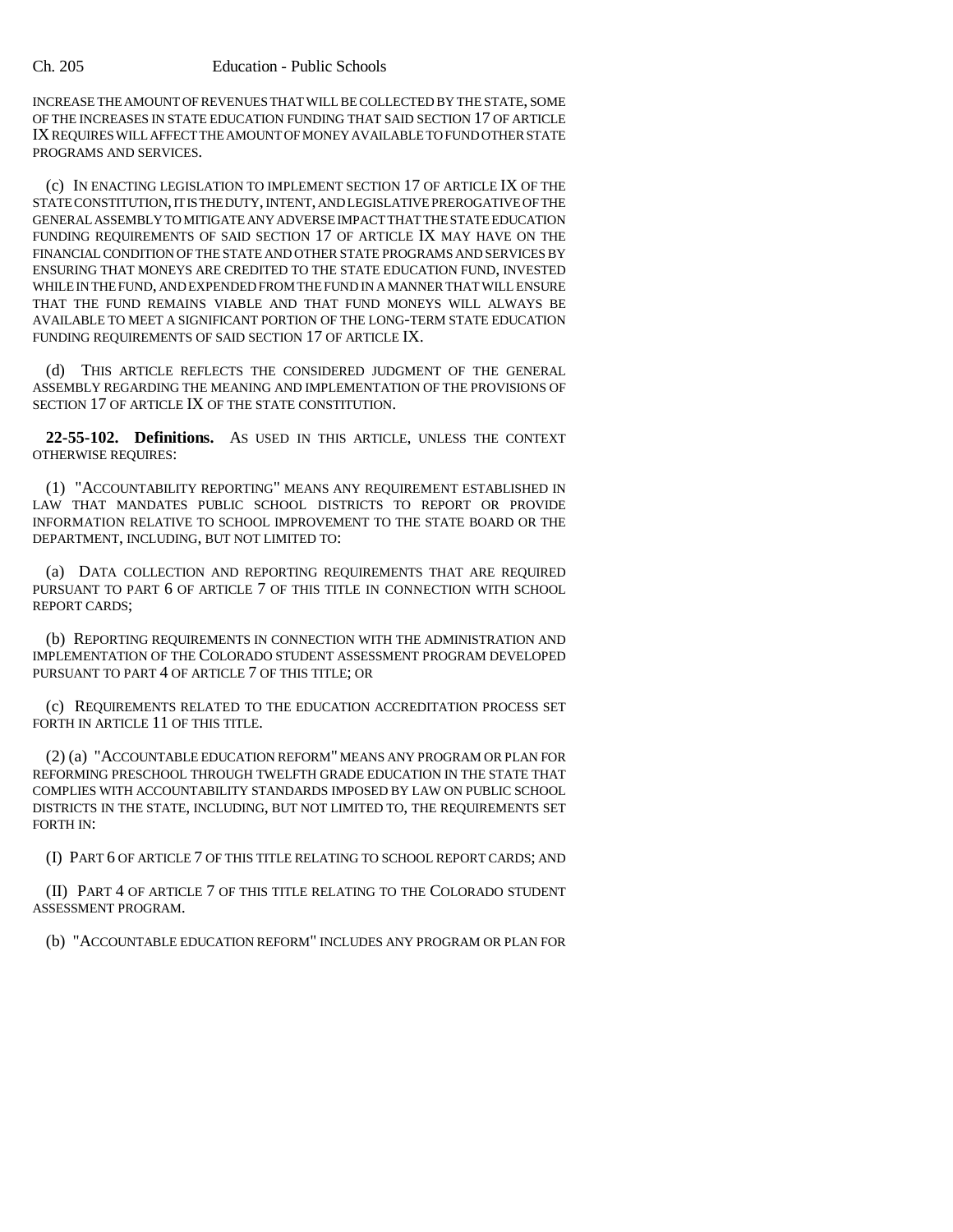INCREASE THE AMOUNT OF REVENUES THAT WILL BE COLLECTED BY THE STATE, SOME OF THE INCREASES IN STATE EDUCATION FUNDING THAT SAID SECTION 17 OF ARTICLE IX REQUIRES WILL AFFECT THE AMOUNT OF MONEY AVAILABLE TO FUND OTHER STATE PROGRAMS AND SERVICES.

(c) IN ENACTING LEGISLATION TO IMPLEMENT SECTION 17 OF ARTICLE IX OF THE STATE CONSTITUTION, IT IS THE DUTY, INTENT, AND LEGISLATIVE PREROGATIVE OF THE GENERAL ASSEMBLY TO MITIGATE ANY ADVERSE IMPACT THAT THE STATE EDUCATION FUNDING REQUIREMENTS OF SAID SECTION 17 OF ARTICLE IX MAY HAVE ON THE FINANCIAL CONDITION OF THE STATE AND OTHER STATE PROGRAMS AND SERVICES BY ENSURING THAT MONEYS ARE CREDITED TO THE STATE EDUCATION FUND, INVESTED WHILE IN THE FUND, AND EXPENDED FROM THE FUND IN A MANNER THAT WILL ENSURE THAT THE FUND REMAINS VIABLE AND THAT FUND MONEYS WILL ALWAYS BE AVAILABLE TO MEET A SIGNIFICANT PORTION OF THE LONG-TERM STATE EDUCATION FUNDING REQUIREMENTS OF SAID SECTION 17 OF ARTICLE IX.

(d) THIS ARTICLE REFLECTS THE CONSIDERED JUDGMENT OF THE GENERAL ASSEMBLY REGARDING THE MEANING AND IMPLEMENTATION OF THE PROVISIONS OF SECTION 17 OF ARTICLE IX OF THE STATE CONSTITUTION.

**22-55-102. Definitions.** AS USED IN THIS ARTICLE, UNLESS THE CONTEXT OTHERWISE REQUIRES:

(1) "ACCOUNTABILITY REPORTING" MEANS ANY REQUIREMENT ESTABLISHED IN LAW THAT MANDATES PUBLIC SCHOOL DISTRICTS TO REPORT OR PROVIDE INFORMATION RELATIVE TO SCHOOL IMPROVEMENT TO THE STATE BOARD OR THE DEPARTMENT, INCLUDING, BUT NOT LIMITED TO:

(a) DATA COLLECTION AND REPORTING REQUIREMENTS THAT ARE REQUIRED PURSUANT TO PART 6 OF ARTICLE 7 OF THIS TITLE IN CONNECTION WITH SCHOOL REPORT CARDS;

(b) REPORTING REQUIREMENTS IN CONNECTION WITH THE ADMINISTRATION AND IMPLEMENTATION OF THE COLORADO STUDENT ASSESSMENT PROGRAM DEVELOPED PURSUANT TO PART 4 OF ARTICLE 7 OF THIS TITLE; OR

(c) REQUIREMENTS RELATED TO THE EDUCATION ACCREDITATION PROCESS SET FORTH IN ARTICLE 11 OF THIS TITLE.

(2) (a) "ACCOUNTABLE EDUCATION REFORM" MEANS ANY PROGRAM OR PLAN FOR REFORMING PRESCHOOL THROUGH TWELFTH GRADE EDUCATION IN THE STATE THAT COMPLIES WITH ACCOUNTABILITY STANDARDS IMPOSED BY LAW ON PUBLIC SCHOOL DISTRICTS IN THE STATE, INCLUDING, BUT NOT LIMITED TO, THE REQUIREMENTS SET FORTH IN:

(I) PART 6 OF ARTICLE 7 OF THIS TITLE RELATING TO SCHOOL REPORT CARDS; AND

(II) PART 4 OF ARTICLE 7 OF THIS TITLE RELATING TO THE COLORADO STUDENT ASSESSMENT PROGRAM.

(b) "ACCOUNTABLE EDUCATION REFORM" INCLUDES ANY PROGRAM OR PLAN FOR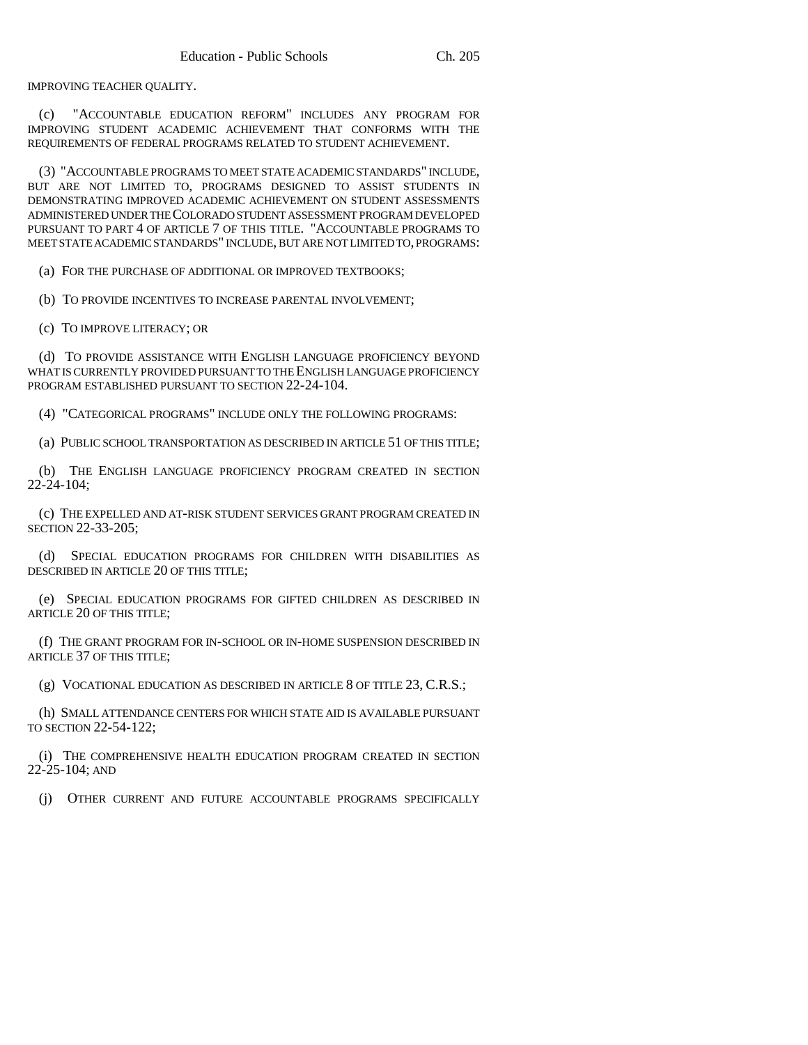IMPROVING TEACHER QUALITY.

(c) "ACCOUNTABLE EDUCATION REFORM" INCLUDES ANY PROGRAM FOR IMPROVING STUDENT ACADEMIC ACHIEVEMENT THAT CONFORMS WITH THE REQUIREMENTS OF FEDERAL PROGRAMS RELATED TO STUDENT ACHIEVEMENT.

(3) "ACCOUNTABLE PROGRAMS TO MEET STATE ACADEMIC STANDARDS" INCLUDE, BUT ARE NOT LIMITED TO, PROGRAMS DESIGNED TO ASSIST STUDENTS IN DEMONSTRATING IMPROVED ACADEMIC ACHIEVEMENT ON STUDENT ASSESSMENTS ADMINISTERED UNDER THE COLORADO STUDENT ASSESSMENT PROGRAM DEVELOPED PURSUANT TO PART 4 OF ARTICLE 7 OF THIS TITLE. "ACCOUNTABLE PROGRAMS TO MEET STATE ACADEMIC STANDARDS" INCLUDE, BUT ARE NOT LIMITED TO, PROGRAMS:

(a) FOR THE PURCHASE OF ADDITIONAL OR IMPROVED TEXTBOOKS;

(b) TO PROVIDE INCENTIVES TO INCREASE PARENTAL INVOLVEMENT;

(c) TO IMPROVE LITERACY; OR

(d) TO PROVIDE ASSISTANCE WITH ENGLISH LANGUAGE PROFICIENCY BEYOND WHAT IS CURRENTLY PROVIDED PURSUANT TO THE ENGLISH LANGUAGE PROFICIENCY PROGRAM ESTABLISHED PURSUANT TO SECTION 22-24-104.

(4) "CATEGORICAL PROGRAMS" INCLUDE ONLY THE FOLLOWING PROGRAMS:

(a) PUBLIC SCHOOL TRANSPORTATION AS DESCRIBED IN ARTICLE 51 OF THIS TITLE;

(b) THE ENGLISH LANGUAGE PROFICIENCY PROGRAM CREATED IN SECTION 22-24-104;

(c) THE EXPELLED AND AT-RISK STUDENT SERVICES GRANT PROGRAM CREATED IN SECTION 22-33-205;

(d) SPECIAL EDUCATION PROGRAMS FOR CHILDREN WITH DISABILITIES AS DESCRIBED IN ARTICLE 20 OF THIS TITLE;

(e) SPECIAL EDUCATION PROGRAMS FOR GIFTED CHILDREN AS DESCRIBED IN ARTICLE 20 OF THIS TITLE;

(f) THE GRANT PROGRAM FOR IN-SCHOOL OR IN-HOME SUSPENSION DESCRIBED IN ARTICLE 37 OF THIS TITLE;

(g) VOCATIONAL EDUCATION AS DESCRIBED IN ARTICLE 8 OF TITLE 23, C.R.S.;

(h) SMALL ATTENDANCE CENTERS FOR WHICH STATE AID IS AVAILABLE PURSUANT TO SECTION 22-54-122;

(i) THE COMPREHENSIVE HEALTH EDUCATION PROGRAM CREATED IN SECTION 22-25-104; AND

(j) OTHER CURRENT AND FUTURE ACCOUNTABLE PROGRAMS SPECIFICALLY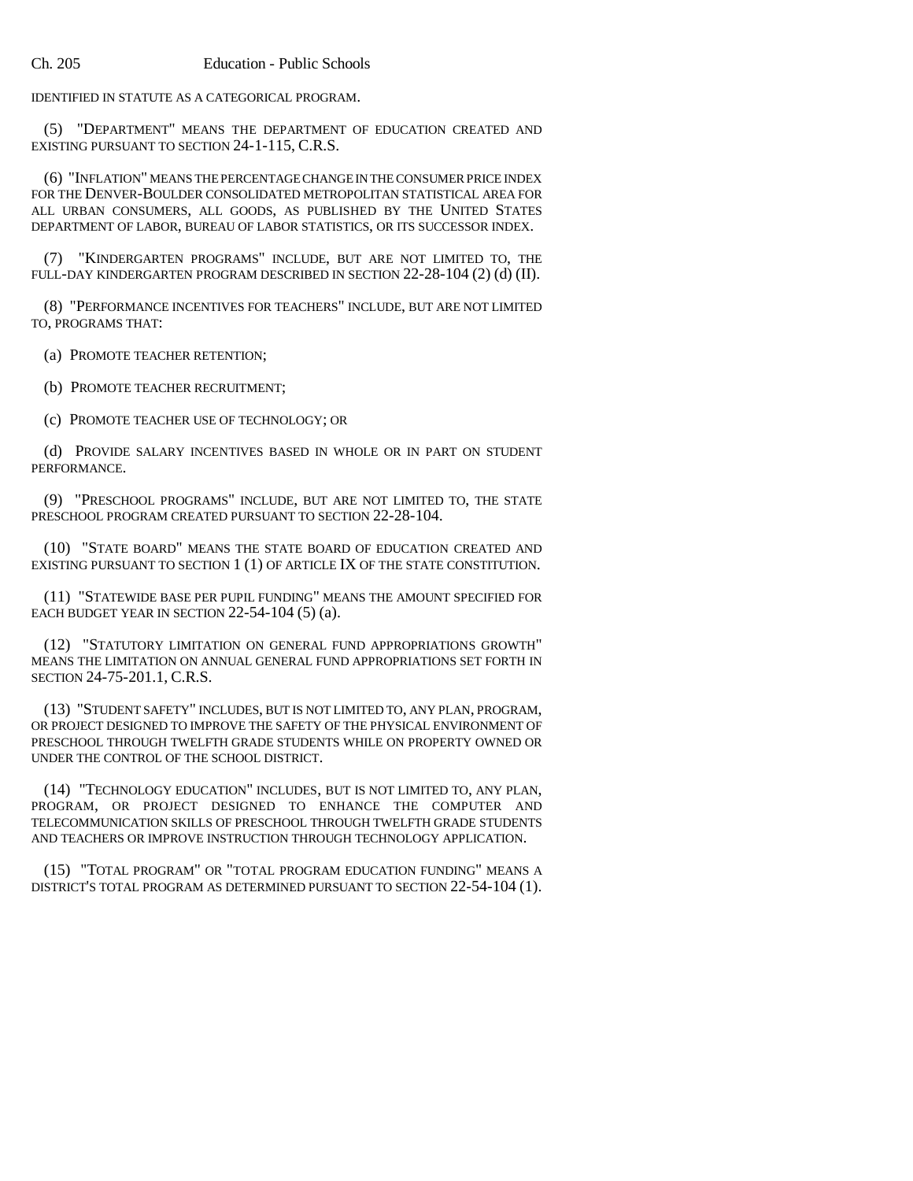IDENTIFIED IN STATUTE AS A CATEGORICAL PROGRAM.

(5) "DEPARTMENT" MEANS THE DEPARTMENT OF EDUCATION CREATED AND EXISTING PURSUANT TO SECTION 24-1-115, C.R.S.

(6) "INFLATION" MEANS THE PERCENTAGE CHANGE IN THE CONSUMER PRICE INDEX FOR THE DENVER-BOULDER CONSOLIDATED METROPOLITAN STATISTICAL AREA FOR ALL URBAN CONSUMERS, ALL GOODS, AS PUBLISHED BY THE UNITED STATES DEPARTMENT OF LABOR, BUREAU OF LABOR STATISTICS, OR ITS SUCCESSOR INDEX.

(7) "KINDERGARTEN PROGRAMS" INCLUDE, BUT ARE NOT LIMITED TO, THE FULL-DAY KINDERGARTEN PROGRAM DESCRIBED IN SECTION 22-28-104 (2) (d) (II).

(8) "PERFORMANCE INCENTIVES FOR TEACHERS" INCLUDE, BUT ARE NOT LIMITED TO, PROGRAMS THAT:

(a) PROMOTE TEACHER RETENTION;

(b) PROMOTE TEACHER RECRUITMENT;

(c) PROMOTE TEACHER USE OF TECHNOLOGY; OR

(d) PROVIDE SALARY INCENTIVES BASED IN WHOLE OR IN PART ON STUDENT PERFORMANCE.

(9) "PRESCHOOL PROGRAMS" INCLUDE, BUT ARE NOT LIMITED TO, THE STATE PRESCHOOL PROGRAM CREATED PURSUANT TO SECTION 22-28-104.

(10) "STATE BOARD" MEANS THE STATE BOARD OF EDUCATION CREATED AND EXISTING PURSUANT TO SECTION 1 (1) OF ARTICLE IX OF THE STATE CONSTITUTION.

(11) "STATEWIDE BASE PER PUPIL FUNDING" MEANS THE AMOUNT SPECIFIED FOR EACH BUDGET YEAR IN SECTION 22-54-104 (5) (a).

(12) "STATUTORY LIMITATION ON GENERAL FUND APPROPRIATIONS GROWTH" MEANS THE LIMITATION ON ANNUAL GENERAL FUND APPROPRIATIONS SET FORTH IN SECTION 24-75-201.1, C.R.S.

(13) "STUDENT SAFETY" INCLUDES, BUT IS NOT LIMITED TO, ANY PLAN, PROGRAM, OR PROJECT DESIGNED TO IMPROVE THE SAFETY OF THE PHYSICAL ENVIRONMENT OF PRESCHOOL THROUGH TWELFTH GRADE STUDENTS WHILE ON PROPERTY OWNED OR UNDER THE CONTROL OF THE SCHOOL DISTRICT.

(14) "TECHNOLOGY EDUCATION" INCLUDES, BUT IS NOT LIMITED TO, ANY PLAN, PROGRAM, OR PROJECT DESIGNED TO ENHANCE THE COMPUTER AND TELECOMMUNICATION SKILLS OF PRESCHOOL THROUGH TWELFTH GRADE STUDENTS AND TEACHERS OR IMPROVE INSTRUCTION THROUGH TECHNOLOGY APPLICATION.

(15) "TOTAL PROGRAM" OR "TOTAL PROGRAM EDUCATION FUNDING" MEANS A DISTRICT'S TOTAL PROGRAM AS DETERMINED PURSUANT TO SECTION 22-54-104 (1).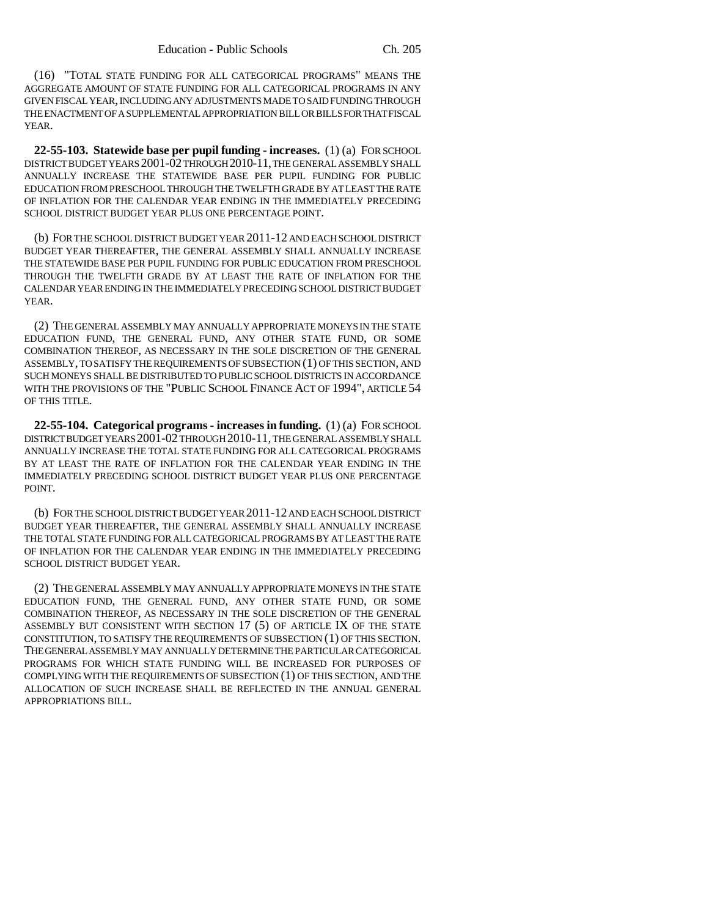(16) "TOTAL STATE FUNDING FOR ALL CATEGORICAL PROGRAMS" MEANS THE AGGREGATE AMOUNT OF STATE FUNDING FOR ALL CATEGORICAL PROGRAMS IN ANY GIVEN FISCAL YEAR, INCLUDING ANY ADJUSTMENTS MADE TO SAID FUNDING THROUGH THE ENACTMENT OF A SUPPLEMENTAL APPROPRIATION BILL OR BILLS FOR THAT FISCAL YEAR.

**22-55-103. Statewide base per pupil funding - increases.** (1) (a) FOR SCHOOL DISTRICT BUDGET YEARS 2001-02 THROUGH 2010-11, THE GENERAL ASSEMBLY SHALL ANNUALLY INCREASE THE STATEWIDE BASE PER PUPIL FUNDING FOR PUBLIC EDUCATION FROM PRESCHOOL THROUGH THE TWELFTH GRADE BY AT LEAST THE RATE OF INFLATION FOR THE CALENDAR YEAR ENDING IN THE IMMEDIATELY PRECEDING SCHOOL DISTRICT BUDGET YEAR PLUS ONE PERCENTAGE POINT.

(b) FOR THE SCHOOL DISTRICT BUDGET YEAR 2011-12 AND EACH SCHOOL DISTRICT BUDGET YEAR THEREAFTER, THE GENERAL ASSEMBLY SHALL ANNUALLY INCREASE THE STATEWIDE BASE PER PUPIL FUNDING FOR PUBLIC EDUCATION FROM PRESCHOOL THROUGH THE TWELFTH GRADE BY AT LEAST THE RATE OF INFLATION FOR THE CALENDAR YEAR ENDING IN THE IMMEDIATELY PRECEDING SCHOOL DISTRICT BUDGET YEAR.

(2) THE GENERAL ASSEMBLY MAY ANNUALLY APPROPRIATE MONEYS IN THE STATE EDUCATION FUND, THE GENERAL FUND, ANY OTHER STATE FUND, OR SOME COMBINATION THEREOF, AS NECESSARY IN THE SOLE DISCRETION OF THE GENERAL ASSEMBLY, TO SATISFY THE REQUIREMENTS OF SUBSECTION (1) OF THIS SECTION, AND SUCH MONEYS SHALL BE DISTRIBUTED TO PUBLIC SCHOOL DISTRICTS IN ACCORDANCE WITH THE PROVISIONS OF THE "PUBLIC SCHOOL FINANCE ACT OF 1994", ARTICLE 54 OF THIS TITLE.

**22-55-104. Categorical programs - increases in funding.** (1) (a) FOR SCHOOL DISTRICT BUDGET YEARS 2001-02 THROUGH 2010-11, THE GENERAL ASSEMBLY SHALL ANNUALLY INCREASE THE TOTAL STATE FUNDING FOR ALL CATEGORICAL PROGRAMS BY AT LEAST THE RATE OF INFLATION FOR THE CALENDAR YEAR ENDING IN THE IMMEDIATELY PRECEDING SCHOOL DISTRICT BUDGET YEAR PLUS ONE PERCENTAGE POINT.

(b) FOR THE SCHOOL DISTRICT BUDGET YEAR 2011-12 AND EACH SCHOOL DISTRICT BUDGET YEAR THEREAFTER, THE GENERAL ASSEMBLY SHALL ANNUALLY INCREASE THE TOTAL STATE FUNDING FOR ALL CATEGORICAL PROGRAMS BY AT LEAST THE RATE OF INFLATION FOR THE CALENDAR YEAR ENDING IN THE IMMEDIATELY PRECEDING SCHOOL DISTRICT BUDGET YEAR.

(2) THE GENERAL ASSEMBLY MAY ANNUALLY APPROPRIATE MONEYS IN THE STATE EDUCATION FUND, THE GENERAL FUND, ANY OTHER STATE FUND, OR SOME COMBINATION THEREOF, AS NECESSARY IN THE SOLE DISCRETION OF THE GENERAL ASSEMBLY BUT CONSISTENT WITH SECTION 17 (5) OF ARTICLE IX OF THE STATE CONSTITUTION, TO SATISFY THE REQUIREMENTS OF SUBSECTION (1) OF THIS SECTION. THE GENERAL ASSEMBLY MAY ANNUALLY DETERMINE THE PARTICULAR CATEGORICAL PROGRAMS FOR WHICH STATE FUNDING WILL BE INCREASED FOR PURPOSES OF COMPLYING WITH THE REQUIREMENTS OF SUBSECTION (1) OF THIS SECTION, AND THE ALLOCATION OF SUCH INCREASE SHALL BE REFLECTED IN THE ANNUAL GENERAL APPROPRIATIONS BILL.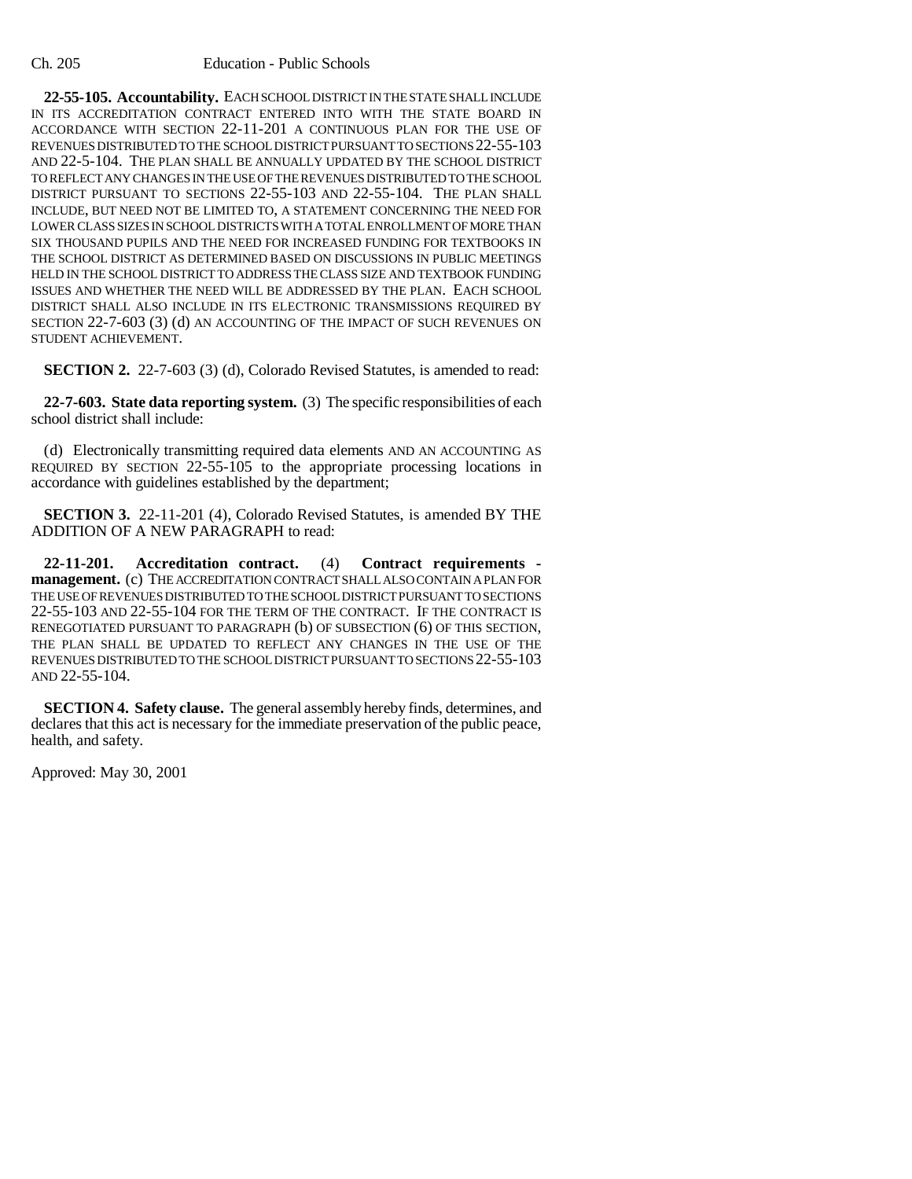**22-55-105. Accountability.** EACH SCHOOL DISTRICT IN THE STATE SHALL INCLUDE IN ITS ACCREDITATION CONTRACT ENTERED INTO WITH THE STATE BOARD IN ACCORDANCE WITH SECTION 22-11-201 A CONTINUOUS PLAN FOR THE USE OF REVENUES DISTRIBUTED TO THE SCHOOL DISTRICT PURSUANT TO SECTIONS 22-55-103 AND 22-5-104. THE PLAN SHALL BE ANNUALLY UPDATED BY THE SCHOOL DISTRICT TO REFLECT ANY CHANGES IN THE USE OF THE REVENUES DISTRIBUTED TO THE SCHOOL DISTRICT PURSUANT TO SECTIONS 22-55-103 AND 22-55-104. THE PLAN SHALL INCLUDE, BUT NEED NOT BE LIMITED TO, A STATEMENT CONCERNING THE NEED FOR LOWER CLASS SIZES IN SCHOOL DISTRICTS WITH A TOTAL ENROLLMENT OF MORE THAN SIX THOUSAND PUPILS AND THE NEED FOR INCREASED FUNDING FOR TEXTBOOKS IN THE SCHOOL DISTRICT AS DETERMINED BASED ON DISCUSSIONS IN PUBLIC MEETINGS HELD IN THE SCHOOL DISTRICT TO ADDRESS THE CLASS SIZE AND TEXTBOOK FUNDING ISSUES AND WHETHER THE NEED WILL BE ADDRESSED BY THE PLAN. EACH SCHOOL DISTRICT SHALL ALSO INCLUDE IN ITS ELECTRONIC TRANSMISSIONS REQUIRED BY SECTION 22-7-603 (3) (d) AN ACCOUNTING OF THE IMPACT OF SUCH REVENUES ON STUDENT ACHIEVEMENT.

**SECTION 2.** 22-7-603 (3) (d), Colorado Revised Statutes, is amended to read:

**22-7-603. State data reporting system.** (3) The specific responsibilities of each school district shall include:

(d) Electronically transmitting required data elements AND AN ACCOUNTING AS REQUIRED BY SECTION 22-55-105 to the appropriate processing locations in accordance with guidelines established by the department;

**SECTION 3.** 22-11-201 (4), Colorado Revised Statutes, is amended BY THE ADDITION OF A NEW PARAGRAPH to read:

**22-11-201. Accreditation contract.** (4) **Contract requirements - management.** (c) THE ACCREDITATION CONTRACT SHALL ALSO CONTAIN A PLAN FOR THE USE OF REVENUES DISTRIBUTED TO THE SCHOOL DISTRICT PURSUANT TO SECTIONS 22-55-103 AND 22-55-104 FOR THE TERM OF THE CONTRACT. IF THE CONTRACT IS RENEGOTIATED PURSUANT TO PARAGRAPH (b) OF SUBSECTION (6) OF THIS SECTION, THE PLAN SHALL BE UPDATED TO REFLECT ANY CHANGES IN THE USE OF THE REVENUES DISTRIBUTED TO THE SCHOOL DISTRICT PURSUANT TO SECTIONS 22-55-103 AND 22-55-104.

**SECTION 4. Safety clause.** The general assembly hereby finds, determines, and declares that this act is necessary for the immediate preservation of the public peace, health, and safety.

Approved: May 30, 2001